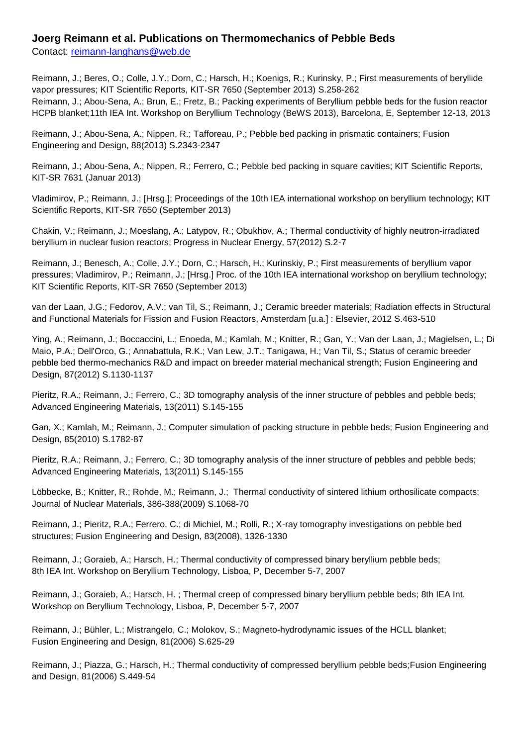**Joerg Reimann et al. Publications on Thermomechanics of Pebble Beds**

Contact: reimann-langhans@web.de

Reimann, J.; Beres, O.; Colle, J.Y.; Dorn, C.; Harsch, H.; Koenigs, R.; Kurinsky, P.; First measurements of beryllide vapor pressures; KIT Scientific Reports, KIT-SR 7650 (September 2013) S.258-262

Reimann, J.; Abou-Sena, A.; Brun, E.; Fretz, B.; Packing experiments of Beryllium pebble beds for the fusion reactor HCPB blanket;11th IEA Int. Workshop on Beryllium Technology (BeWS 2013), Barcelona, E, September 12-13, 2013

Reimann, J.; Abou-Sena, A.; Nippen, R.; Tafforeau, P.; Pebble bed packing in prismatic containers; Fusion Engineering and Design, 88(2013) S.2343-2347

Reimann, J.; Abou-Sena, A.; Nippen, R.; Ferrero, C.; Pebble bed packing in square cavities; KIT Scientific Reports, KIT-SR 7631 (Januar 2013)

Vladimirov, P.; Reimann, J.; [Hrsg.]; Proceedings of the 10th IEA international workshop on beryllium technology; KIT Scientific Reports, KIT-SR 7650 (September 2013)

Chakin, V.; Reimann, J.; Moeslang, A.; Latypov, R.; Obukhov, A.; Thermal conductivity of highly neutron-irradiated beryllium in nuclear fusion reactors; Progress in Nuclear Energy, 57(2012) S.2-7

Reimann, J.; Benesch, A.; Colle, J.Y.; Dorn, C.; Harsch, H.; Kurinskiy, P.; First measurements of beryllium vapor pressures; Vladimirov, P.; Reimann, J.; [Hrsg.] Proc. of the 10th IEA international workshop on beryllium technology; KIT Scientific Reports, KIT-SR 7650 (September 2013)

van der Laan, J.G.; Fedorov, A.V.; van Til, S.; Reimann, J.; Ceramic breeder materials; Radiation effects in Structural and Functional Materials for Fission and Fusion Reactors, Amsterdam [u.a.] : Elsevier, 2012 S.463-510

Ying, A.; Reimann, J.; Boccaccini, L.; Enoeda, M.; Kamlah, M.; Knitter, R.; Gan, Y.; Van der Laan, J.; Magielsen, L.; Di Maio, P.A.; Dell'Orco, G.; Annabattula, R.K.; Van Lew, J.T.; Tanigawa, H.; Van Til, S.; Status of ceramic breeder pebble bed thermo-mechanics R&D and impact on breeder material mechanical strength; Fusion Engineering and Design, 87(2012) S.1130-1137

Pieritz, R.A.; Reimann, J.; Ferrero, C.; 3D tomography analysis of the inner structure of pebbles and pebble beds; Advanced Engineering Materials, 13(2011) S.145-155

Gan, X.; Kamlah, M.; Reimann, J.; Computer simulation of packing structure in pebble beds; Fusion Engineering and Design, 85(2010) S.1782-87

Pieritz, R.A.; Reimann, J.; Ferrero, C.; 3D tomography analysis of the inner structure of pebbles and pebble beds; Advanced Engineering Materials, 13(2011) S.145-155

Löbbecke, B.; Knitter, R.; Rohde, M.; Reimann, J.; Thermal conductivity of sintered lithium orthosilicate compacts; Journal of Nuclear Materials, 386-388(2009) S.1068-70

Reimann, J.; Pieritz, R.A.; Ferrero, C.; di Michiel, M.; Rolli, R.; X-ray tomography investigations on pebble bed structures; Fusion Engineering and Design, 83(2008), 1326-1330

Reimann, J.; Goraieb, A.; Harsch, H.; Thermal conductivity of compressed binary beryllium pebble beds; 8th IEA Int. Workshop on Beryllium Technology, Lisboa, P, December 5-7, 2007

Reimann, J.; Goraieb, A.; Harsch, H. ; Thermal creep of compressed binary beryllium pebble beds; 8th IEA Int. Workshop on Beryllium Technology, Lisboa, P, December 5-7, 2007

Reimann, J.; Bühler, L.; Mistrangelo, C.; Molokov, S.; Magneto-hydrodynamic issues of the HCLL blanket; Fusion Engineering and Design, 81(2006) S.625-29

Reimann, J.; Piazza, G.; Harsch, H.; Thermal conductivity of compressed beryllium pebble beds;Fusion Engineering and Design, 81(2006) S.449-54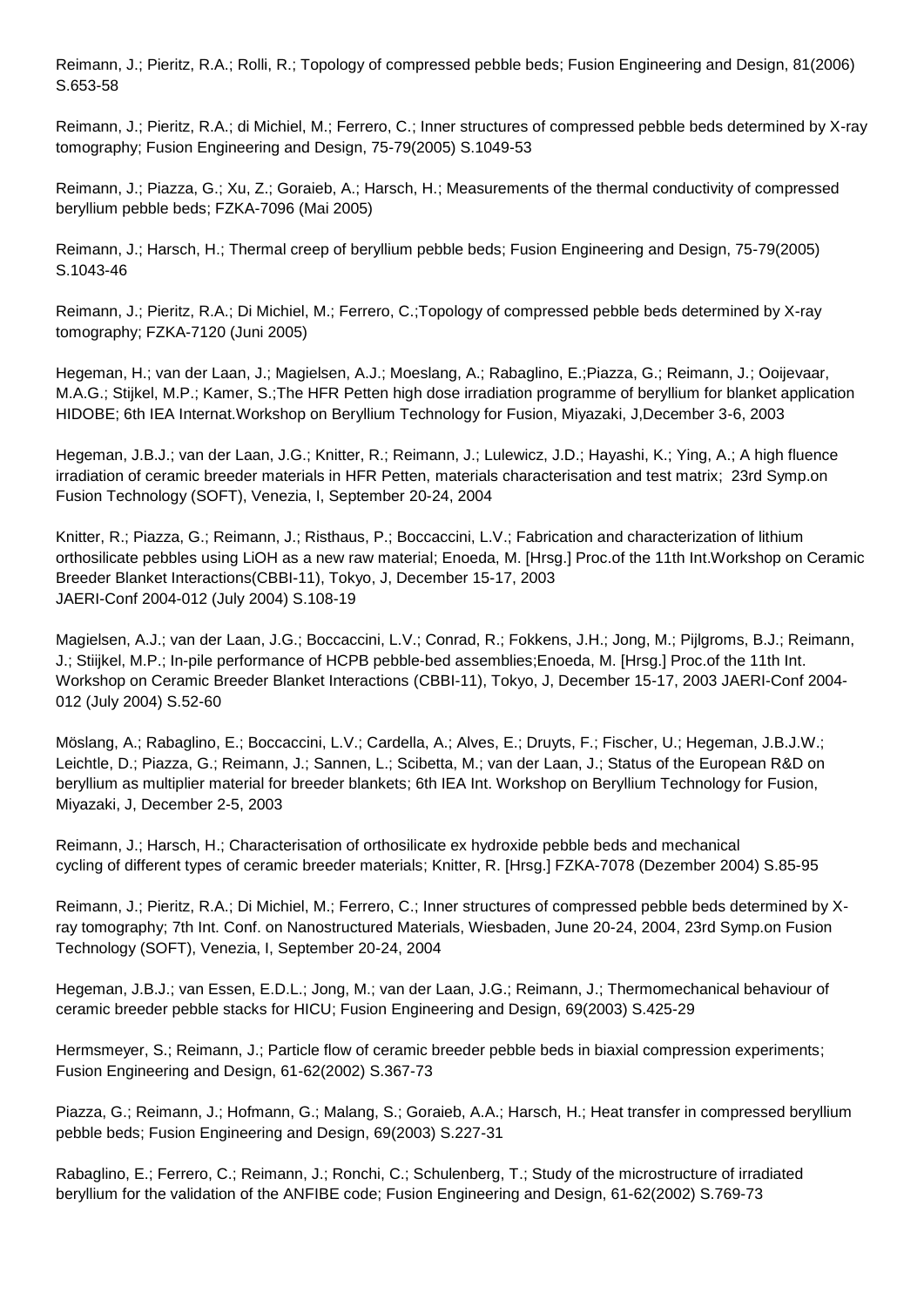Reimann, J.; Pieritz, R.A.; Rolli, R.; Topology of compressed pebble beds; Fusion Engineering and Design, 81(2006) S.653-58

Reimann, J.; Pieritz, R.A.; di Michiel, M.; Ferrero, C.; Inner structures of compressed pebble beds determined by X-ray tomography; Fusion Engineering and Design, 75-79(2005) S.1049-53

Reimann, J.; Piazza, G.; Xu, Z.; Goraieb, A.; Harsch, H.; Measurements of the thermal conductivity of compressed beryllium pebble beds; FZKA-7096 (Mai 2005)

Reimann, J.; Harsch, H.; Thermal creep of beryllium pebble beds; Fusion Engineering and Design, 75-79(2005) S.1043-46

Reimann, J.; Pieritz, R.A.; Di Michiel, M.; Ferrero, C.;Topology of compressed pebble beds determined by X-ray tomography; FZKA-7120 (Juni 2005)

Hegeman, H.; van der Laan, J.; Magielsen, A.J.; Moeslang, A.; Rabaglino, E.;Piazza, G.; Reimann, J.; Ooijevaar, M.A.G.; Stijkel, M.P.; Kamer, S.;The HFR Petten high dose irradiation programme of beryllium for blanket application HIDOBE; 6th IEA Internat.Workshop on Beryllium Technology for Fusion, Miyazaki, J,December 3-6, 2003

Hegeman, J.B.J.; van der Laan, J.G.; Knitter, R.; Reimann, J.; Lulewicz, J.D.; Hayashi, K.; Ying, A.; A high fluence irradiation of ceramic breeder materials in HFR Petten, materials characterisation and test matrix; 23rd Symp.on Fusion Technology (SOFT), Venezia, I, September 20-24, 2004

Knitter, R.; Piazza, G.; Reimann, J.; Risthaus, P.; Boccaccini, L.V.; Fabrication and characterization of lithium orthosilicate pebbles using LiOH as a new raw material; Enoeda, M. [Hrsg.] Proc.of the 11th Int.Workshop on Ceramic Breeder Blanket Interactions(CBBI-11), Tokyo, J, December 15-17, 2003
JAERI-Conf 2004-012 (July 2004) S.108-19

Magielsen, A.J.; van der Laan, J.G.; Boccaccini, L.V.; Conrad, R.; Fokkens, J.H.; Jong, M.; Pijlgroms, B.J.; Reimann, J.; Stijkel, M.P.; In-pile performance of HCPB pebble-bed assemblies;Enoeda, M. [Hrsg.] Proc.of the 11th Int. Workshop on Ceramic Breeder Blanket Interactions (CBBI-11), Tokyo, J, December 15-17, 2003 JAERI-Conf 2004-012 (July 2004) S.52-60

Möslang, A.; Rabaglino, E.; Boccaccini, L.V.; Cardella, A.; Alves, E.; Druyts, F.; Fischer, U.; Hegeman, J.B.J.W.; Leichtle, D.; Piazza, G.; Reimann, J.; Sannen, L.; Scibetta, M.; van der Laan, J.; Status of the European R&D on beryllium as multiplier material for breeder blankets; 6th IEA Int. Workshop on Beryllium Technology for Fusion, Miyazaki, J, December 2-5, 2003

Reimann, J.; Harsch, H.; Characterisation of orthosilicate ex hydroxide pebble beds and mechanical cycling of different types of ceramic breeder materials; Knitter, R. [Hrsg.] FZKA-7078 (Dezember 2004) S.85-95

Reimann, J.; Pieritz, R.A.; Di Michiel, M.; Ferrero, C.; Inner structures of compressed pebble beds determined by X-ray tomography; 7th Int. Conf. on Nanostructured Materials, Wiesbaden, June 20-24, 2004, 23rd Symp.on Fusion Technology (SOFT), Venezia, I, September 20-24, 2004

Hegeman, J.B.J.; van Essen, E.D.L.; Jong, M.; van der Laan, J.G.; Reimann, J.; Thermomechanical behaviour of ceramic breeder pebble stacks for HICU; Fusion Engineering and Design, 69(2003) S.425-29

Hermsmeyer, S.; Reimann, J.; Particle flow of ceramic breeder pebble beds in biaxial compression experiments; Fusion Engineering and Design, 61-62(2002) S.367-73

Piazza, G.; Reimann, J.; Hofmann, G.; Malang, S.; Goraieb, A.A.; Harsch, H.; Heat transfer in compressed beryllium pebble beds; Fusion Engineering and Design, 69(2003) S.227-31

Rabaglino, E.; Ferrero, C.; Reimann, J.; Ronchi, C.; Schulenberg, T.; Study of the microstructure of irradiated beryllium for the validation of the ANFIBE code; Fusion Engineering and Design, 61-62(2002) S.769-73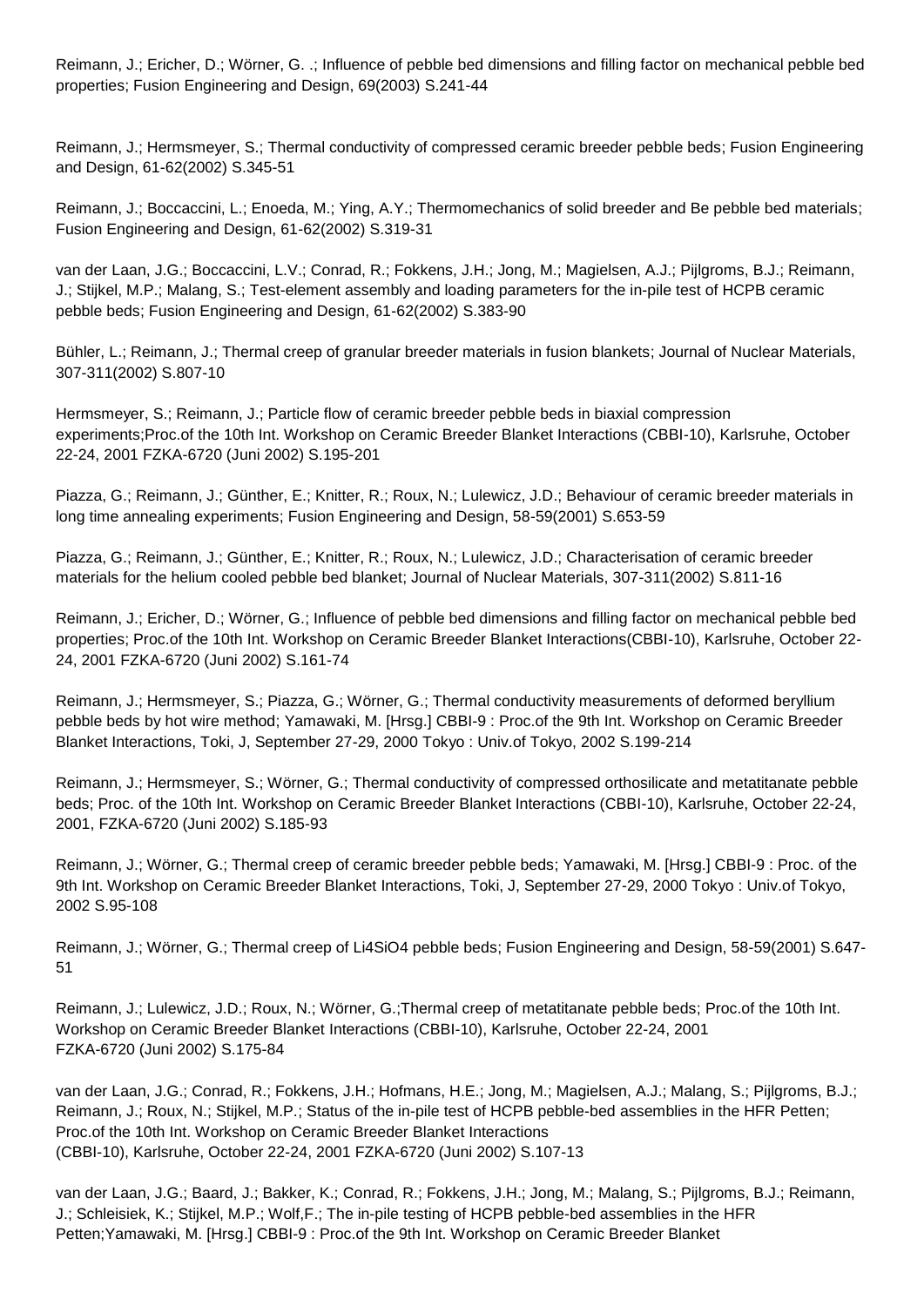Reimann, J.; Ericher, D.; Wörner, G. .; Influence of pebble bed dimensions and filling factor on mechanical pebble bed properties; Fusion Engineering and Design, 69(2003) S.241-44

Reimann, J.; Hermsmeyer, S.; Thermal conductivity of compressed ceramic breeder pebble beds; Fusion Engineering and Design, 61-62(2002) S.345-51

Reimann, J.; Boccaccini, L.; Enoeda, M.; Ying, A.Y.; Thermomechanics of solid breeder and Be pebble bed materials; Fusion Engineering and Design, 61-62(2002) S.319-31

van der Laan, J.G.; Boccaccini, L.V.; Conrad, R.; Fokkens, J.H.; Jong, M.; Magielsen, A.J.; Pijlgroms, B.J.; Reimann, J.; Stijkel, M.P.; Malang, S.; Test-element assembly and loading parameters for the in-pile test of HCPB ceramic pebble beds; Fusion Engineering and Design, 61-62(2002) S.383-90

Bühler, L.; Reimann, J.; Thermal creep of granular breeder materials in fusion blankets; Journal of Nuclear Materials, 307-311(2002) S.807-10

Hermsmeyer, S.; Reimann, J.; Particle flow of ceramic breeder pebble beds in biaxial compression experiments;Proc.of the 10th Int. Workshop on Ceramic Breeder Blanket Interactions (CBBI-10), Karlsruhe, October 22-24, 2001 FZKA-6720 (Juni 2002) S.195-201

Piazza, G.; Reimann, J.; Günther, E.; Knitter, R.; Roux, N.; Lulewicz, J.D.; Behaviour of ceramic breeder materials in long time annealing experiments; Fusion Engineering and Design, 58-59(2001) S.653-59

Piazza, G.; Reimann, J.; Günther, E.; Knitter, R.; Roux, N.; Lulewicz, J.D.; Characterisation of ceramic breeder materials for the helium cooled pebble bed blanket; Journal of Nuclear Materials, 307-311(2002) S.811-16

Reimann, J.; Ericher, D.; Wörner, G.; Influence of pebble bed dimensions and filling factor on mechanical pebble bed properties; Proc.of the 10th Int. Workshop on Ceramic Breeder Blanket Interactions(CBBI-10), Karlsruhe, October 22-24, 2001 FZKA-6720 (Juni 2002) S.161-74

Reimann, J.; Hermsmeyer, S.; Piazza, G.; Wörner, G.; Thermal conductivity measurements of deformed beryllium pebble beds by hot wire method; Yamawaki, M. [Hrsg.] CBBI-9 : Proc.of the 9th Int. Workshop on Ceramic Breeder Blanket Interactions, Toki, J, September 27-29, 2000 Tokyo : Univ.of Tokyo, 2002 S.199-214

Reimann, J.; Hermsmeyer, S.; Wörner, G.; Thermal conductivity of compressed orthosilicate and metatitanate pebble beds; Proc. of the 10th Int. Workshop on Ceramic Breeder Blanket Interactions (CBBI-10), Karlsruhe, October 22-24, 2001, FZKA-6720 (Juni 2002) S.185-93

Reimann, J.; Wörner, G.; Thermal creep of ceramic breeder pebble beds; Yamawaki, M. [Hrsg.] CBBI-9 : Proc. of the 9th Int. Workshop on Ceramic Breeder Blanket Interactions, Toki, J, September 27-29, 2000 Tokyo : Univ.of Tokyo, 2002 S.95-108

Reimann, J.; Wörner, G.; Thermal creep of $Li_4SiO_4$ pebble beds; Fusion Engineering and Design, 58-59(2001) S.647-51

Reimann, J.; Lulewicz, J.D.; Roux, N.; Wörner, G.;Thermal creep of metatitanate pebble beds; Proc.of the 10th Int. Workshop on Ceramic Breeder Blanket Interactions (CBBI-10), Karlsruhe, October 22-24, 2001 FZKA-6720 (Juni 2002) S.175-84

van der Laan, J.G.; Conrad, R.; Fokkens, J.H.; Hofmans, H.E.; Jong, M.; Magielsen, A.J.; Malang, S.; Pijlgroms, B.J.; Reimann, J.; Roux, N.; Stijkel, M.P.; Status of the in-pile test of HCPB pebble-bed assemblies in the HFR Petten; Proc.of the 10th Int. Workshop on Ceramic Breeder Blanket Interactions (CBBI-10), Karlsruhe, October 22-24, 2001 FZKA-6720 (Juni 2002) S.107-13

van der Laan, J.G.; Baard, J.; Bakker, K.; Conrad, R.; Fokkens, J.H.; Jong, M.; Malang, S.; Pijlgroms, B.J.; Reimann, J.; Schleisiek, K.; Stijkel, M.P.; Wolf,F.; The in-pile testing of HCPB pebble-bed assemblies in the HFR Petten;Yamawaki, M. [Hrsg.] CBBI-9 : Proc.of the 9th Int. Workshop on Ceramic Breeder Blanket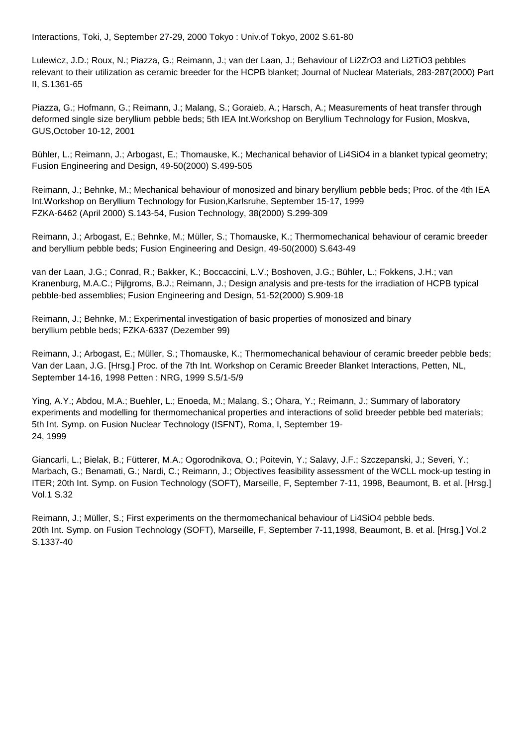Interactions, Toki, J, September 27-29, 2000 Tokyo : Univ.of Tokyo, 2002 S.61-80

Lulewicz, J.D.; Roux, N.; Piazza, G.; Reimann, J.; van der Laan, J.; Behaviour of $Li_2ZrO_3$ and $Li_2TiO_3$ pebbles relevant to their utilization as ceramic breeder for the HCPB blanket; Journal of Nuclear Materials, 283-287(2000) Part II, S.1361-65

Piazza, G.; Hofmann, G.; Reimann, J.; Malang, S.; Goraieb, A.; Harsch, A.; Measurements of heat transfer through deformed single size beryllium pebble beds; 5th IEA Int.Workshop on Beryllium Technology for Fusion, Moskva, GUS,October 10-12, 2001

Bühler, L.; Reimann, J.; Arbogast, E.; Thomauske, K.; Mechanical behavior of $Li_4SiO_4$ in a blanket typical geometry; Fusion Engineering and Design, 49-50(2000) S.499-505

Reimann, J.; Behnke, M.; Mechanical behaviour of monosized and binary beryllium pebble beds; Proc. of the 4th IEA Int.Workshop on Beryllium Technology for Fusion,Karlsruhe, September 15-17, 1999
FZKA-6462 (April 2000) S.143-54, Fusion Technology, 38(2000) S.299-309

Reimann, J.; Arbogast, E.; Behnke, M.; Müller, S.; Thomauske, K.; Thermomechanical behaviour of ceramic breeder and beryllium pebble beds; Fusion Engineering and Design, 49-50(2000) S.643-49

van der Laan, J.G.; Conrad, R.; Bakker, K.; Boccaccini, L.V.; Boshoven, J.G.; Bühler, L.; Fokkens, J.H.; van Kranenburg, M.A.C.; Pijlgroms, B.J.; Reimann, J.; Design analysis and pre-tests for the irradiation of HCPB typical pebble-bed assemblies; Fusion Engineering and Design, 51-52(2000) S.909-18

Reimann, J.; Behnke, M.; Experimental investigation of basic properties of monosized and binary beryllium pebble beds; FZKA-6337 (Dezember 99)

Reimann, J.; Arbogast, E.; Müller, S.; Thomauske, K.; Thermomechanical behaviour of ceramic breeder pebble beds; Van der Laan, J.G. [Hrsg.] Proc. of the 7th Int. Workshop on Ceramic Breeder Blanket Interactions, Petten, NL, September 14-16, 1998 Petten : NRG, 1999 S.5/1-5/9

Ying, A.Y.; Abdou, M.A.; Buehler, L.; Enoeda, M.; Malang, S.; Ohara, Y.; Reimann, J.; Summary of laboratory experiments and modelling for thermomechanical properties and interactions of solid breeder pebble bed materials; 5th Int. Symp. on Fusion Nuclear Technology (ISFNT), Roma, I, September 19-24, 1999

Giancarli, L.; Bielak, B.; Fütterer, M.A.; Ogorodnikova, O.; Poitevin, Y.; Salavy, J.F.; Szczepanski, J.; Severi, Y.; Marbach, G.; Benamati, G.; Nardi, C.; Reimann, J.; Objectives feasibility assessment of the WCLL mock-up testing in ITER; 20th Int. Symp. on Fusion Technology (SOFT), Marseille, F, September 7-11, 1998, Beaumont, B. et al. [Hrsg.] Vol.1 S.32

Reimann, J.; Müller, S.; First experiments on the thermomechanical behaviour of $Li_4SiO_4$ pebble beds.
20th Int. Symp. on Fusion Technology (SOFT), Marseille, F, September 7-11,1998, Beaumont, B. et al. [Hrsg.] Vol.2 S.1337-40